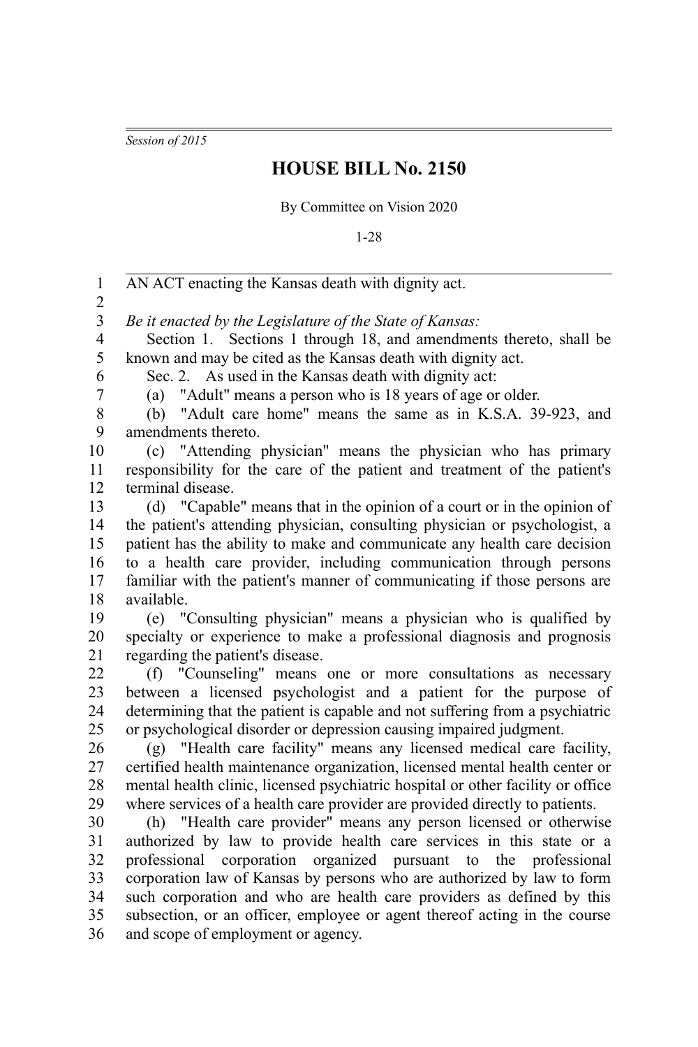*Session of 2015*

# HOUSE BILL No. 2150

By Committee on Vision 2020

1-28

AN ACT enacting the Kansas death with dignity act.

*Be it enacted by the Legislature of the State of Kansas:*

Section 1. Sections 1 through 18, and amendments thereto, shall be known and may be cited as the Kansas death with dignity act.

Sec. 2. As used in the Kansas death with dignity act:

(a) "Adult" means a person who is 18 years of age or older.

(b) "Adult care home" means the same as in K.S.A. 39-923, and amendments thereto.

(c) "Attending physician" means the physician who has primary responsibility for the care of the patient and treatment of the patient's terminal disease.

(d) "Capable" means that in the opinion of a court or in the opinion of the patient's attending physician, consulting physician or psychologist, a patient has the ability to make and communicate any health care decision to a health care provider, including communication through persons familiar with the patient's manner of communicating if those persons are available.

(e) "Consulting physician" means a physician who is qualified by specialty or experience to make a professional diagnosis and prognosis regarding the patient's disease.

(f) "Counseling" means one or more consultations as necessary between a licensed psychologist and a patient for the purpose of determining that the patient is capable and not suffering from a psychiatric or psychological disorder or depression causing impaired judgment.

(g) "Health care facility" means any licensed medical care facility, certified health maintenance organization, licensed mental health center or mental health clinic, licensed psychiatric hospital or other facility or office where services of a health care provider are provided directly to patients.

(h) "Health care provider" means any person licensed or otherwise authorized by law to provide health care services in this state or a professional corporation organized pursuant to the professional corporation law of Kansas by persons who are authorized by law to form such corporation and who are health care providers as defined by this subsection, or an officer, employee or agent thereof acting in the course and scope of employment or agency.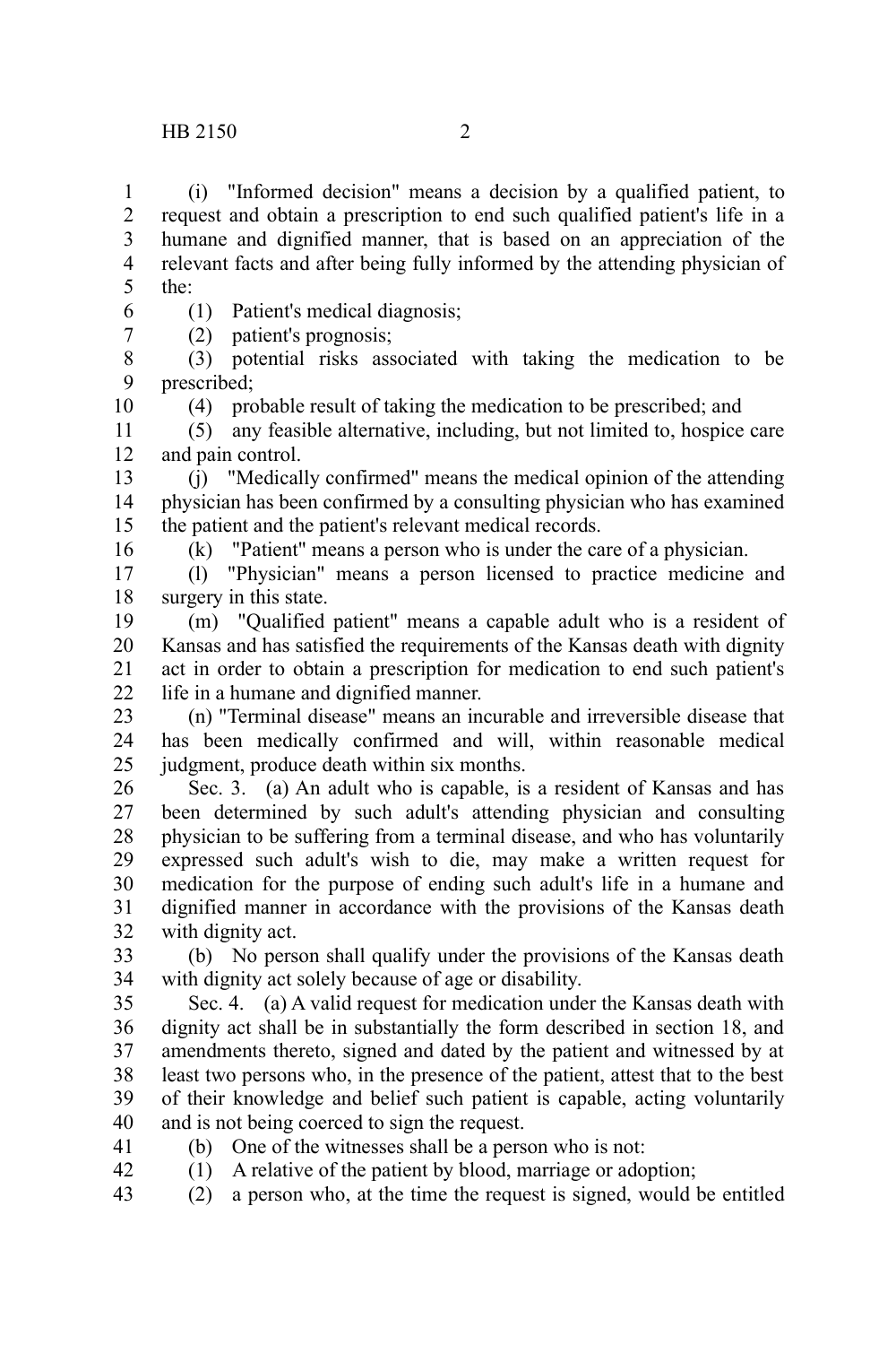(i) "Informed decision" means a decision by a qualified patient, to request and obtain a prescription to end such qualified patient's life in a humane and dignified manner, that is based on an appreciation of the relevant facts and after being fully informed by the attending physician of the:

(1) Patient's medical diagnosis;

(2) patient's prognosis;

(3) potential risks associated with taking the medication to be prescribed;

(4) probable result of taking the medication to be prescribed; and

(5) any feasible alternative, including, but not limited to, hospice care and pain control.

(j) "Medically confirmed" means the medical opinion of the attending physician has been confirmed by a consulting physician who has examined the patient and the patient's relevant medical records.

(k) "Patient" means a person who is under the care of a physician.

(l) "Physician" means a person licensed to practice medicine and surgery in this state.

(m) "Qualified patient" means a capable adult who is a resident of Kansas and has satisfied the requirements of the Kansas death with dignity act in order to obtain a prescription for medication to end such patient's life in a humane and dignified manner.

(n) "Terminal disease" means an incurable and irreversible disease that has been medically confirmed and will, within reasonable medical judgment, produce death within six months.

Sec. 3. (a) An adult who is capable, is a resident of Kansas and has been determined by such adult's attending physician and consulting physician to be suffering from a terminal disease, and who has voluntarily expressed such adult's wish to die, may make a written request for medication for the purpose of ending such adult's life in a humane and dignified manner in accordance with the provisions of the Kansas death with dignity act.

(b) No person shall qualify under the provisions of the Kansas death with dignity act solely because of age or disability.

Sec. 4. (a) A valid request for medication under the Kansas death with dignity act shall be in substantially the form described in section 18, and amendments thereto, signed and dated by the patient and witnessed by at least two persons who, in the presence of the patient, attest that to the best of their knowledge and belief such patient is capable, acting voluntarily and is not being coerced to sign the request.

(b) One of the witnesses shall be a person who is not:

(1) A relative of the patient by blood, marriage or adoption;

(2) a person who, at the time the request is signed, would be entitled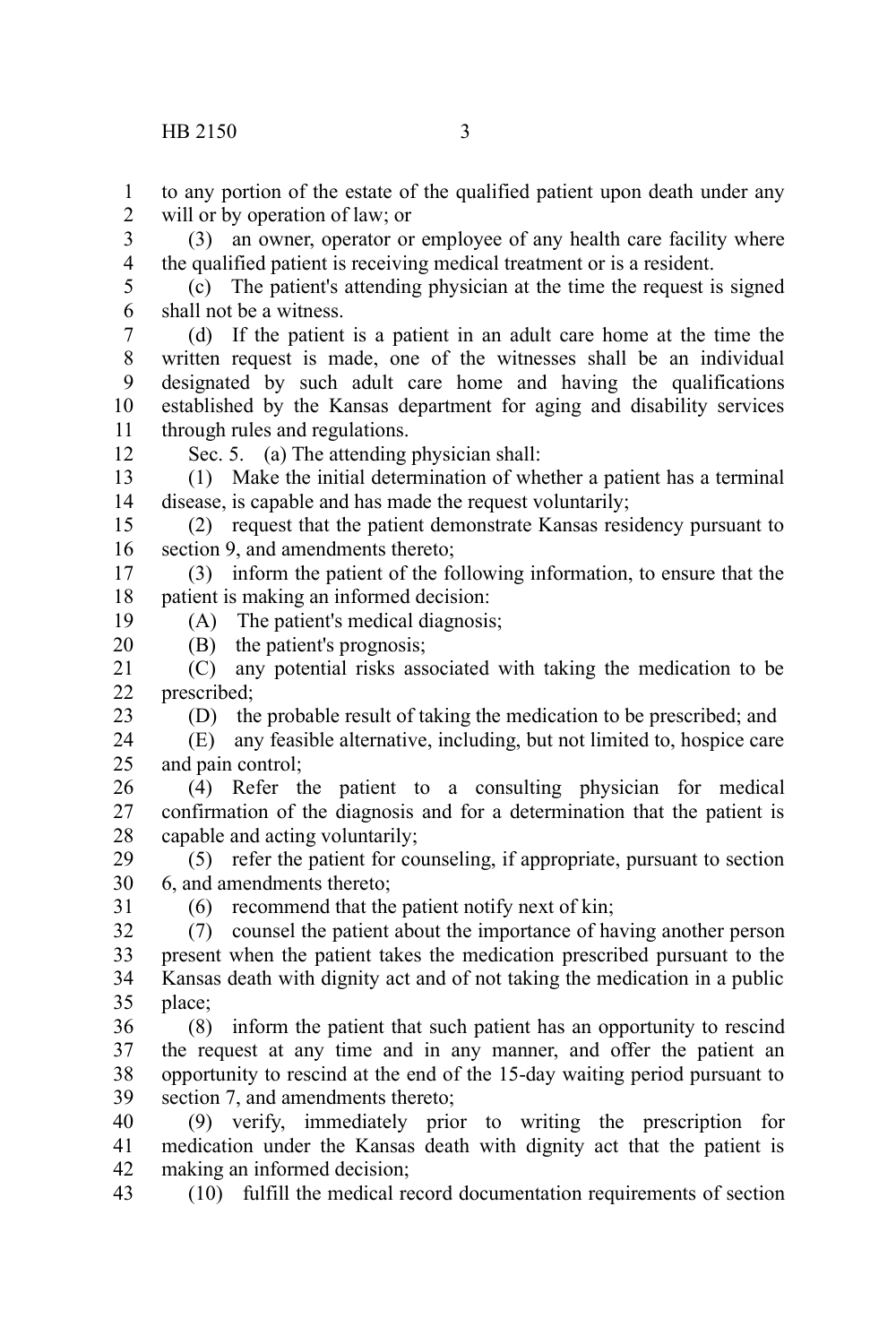to any portion of the estate of the qualified patient upon death under any will or by operation of law; or

(3) an owner, operator or employee of any health care facility where the qualified patient is receiving medical treatment or is a resident.

(c) The patient's attending physician at the time the request is signed shall not be a witness.

(d) If the patient is a patient in an adult care home at the time the written request is made, one of the witnesses shall be an individual designated by such adult care home and having the qualifications established by the Kansas department for aging and disability services through rules and regulations.

Sec. 5. (a) The attending physician shall:

(1) Make the initial determination of whether a patient has a terminal disease, is capable and has made the request voluntarily;

(2) request that the patient demonstrate Kansas residency pursuant to section 9, and amendments thereto;

(3) inform the patient of the following information, to ensure that the patient is making an informed decision:

(A) The patient's medical diagnosis;

(B) the patient's prognosis;

(C) any potential risks associated with taking the medication to be prescribed;

(D) the probable result of taking the medication to be prescribed; and

(E) any feasible alternative, including, but not limited to, hospice care and pain control;

(4) Refer the patient to a consulting physician for medical confirmation of the diagnosis and for a determination that the patient is capable and acting voluntarily;

(5) refer the patient for counseling, if appropriate, pursuant to section 6, and amendments thereto;

(6) recommend that the patient notify next of kin;

(7) counsel the patient about the importance of having another person present when the patient takes the medication prescribed pursuant to the Kansas death with dignity act and of not taking the medication in a public place;

(8) inform the patient that such patient has an opportunity to rescind the request at any time and in any manner, and offer the patient an opportunity to rescind at the end of the 15-day waiting period pursuant to section 7, and amendments thereto;

(9) verify, immediately prior to writing the prescription for medication under the Kansas death with dignity act that the patient is making an informed decision;

(10) fulfill the medical record documentation requirements of section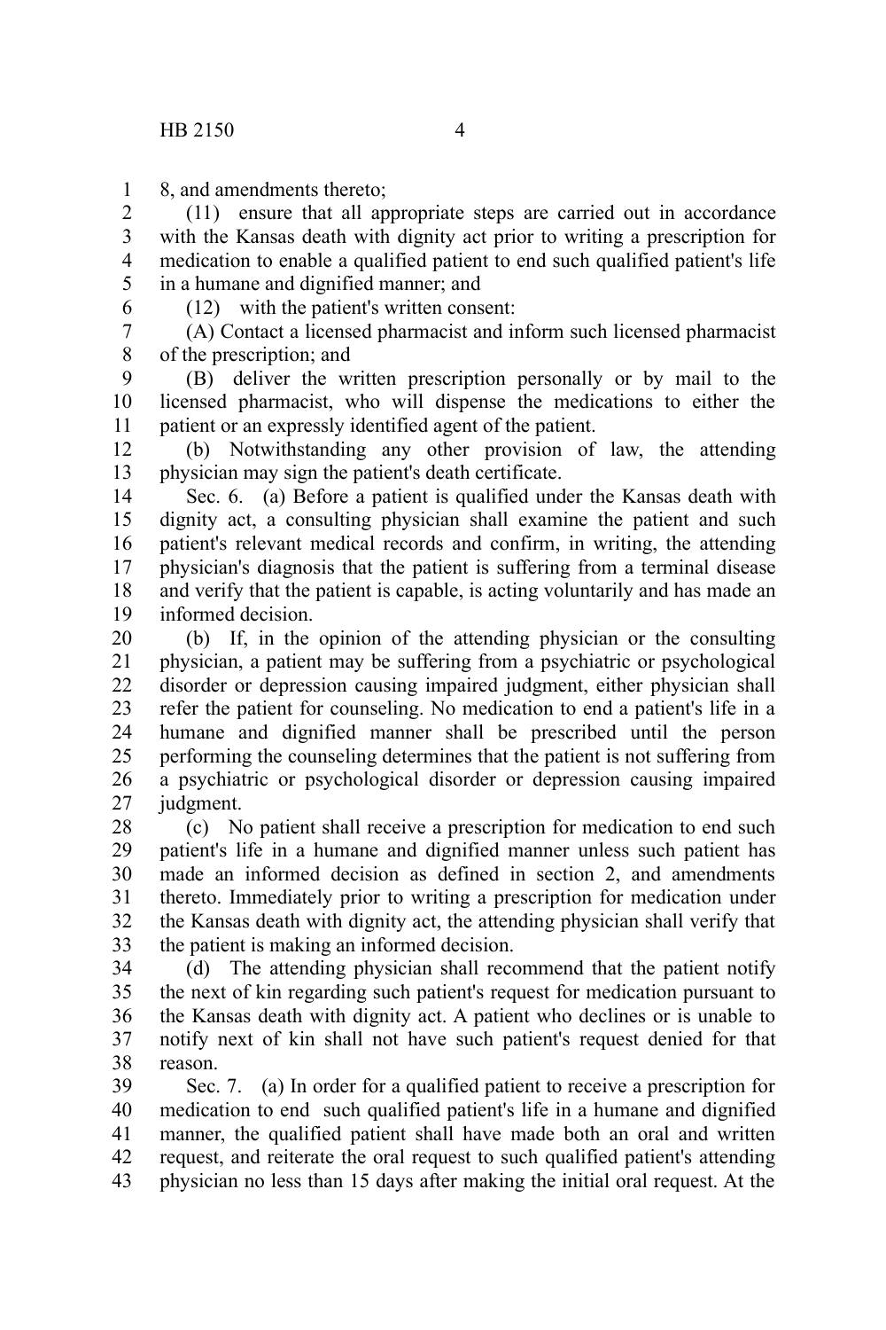8, and amendments thereto;

(11) ensure that all appropriate steps are carried out in accordance with the Kansas death with dignity act prior to writing a prescription for medication to enable a qualified patient to end such qualified patient's life in a humane and dignified manner; and

(12) with the patient's written consent:

(A) Contact a licensed pharmacist and inform such licensed pharmacist of the prescription; and

(B) deliver the written prescription personally or by mail to the licensed pharmacist, who will dispense the medications to either the patient or an expressly identified agent of the patient.

(b) Notwithstanding any other provision of law, the attending physician may sign the patient's death certificate.

Sec. 6. (a) Before a patient is qualified under the Kansas death with dignity act, a consulting physician shall examine the patient and such patient's relevant medical records and confirm, in writing, the attending physician's diagnosis that the patient is suffering from a terminal disease and verify that the patient is capable, is acting voluntarily and has made an informed decision.

(b) If, in the opinion of the attending physician or the consulting physician, a patient may be suffering from a psychiatric or psychological disorder or depression causing impaired judgment, either physician shall refer the patient for counseling. No medication to end a patient's life in a humane and dignified manner shall be prescribed until the person performing the counseling determines that the patient is not suffering from a psychiatric or psychological disorder or depression causing impaired judgment.

(c) No patient shall receive a prescription for medication to end such patient's life in a humane and dignified manner unless such patient has made an informed decision as defined in section 2, and amendments thereto. Immediately prior to writing a prescription for medication under the Kansas death with dignity act, the attending physician shall verify that the patient is making an informed decision.

(d) The attending physician shall recommend that the patient notify the next of kin regarding such patient's request for medication pursuant to the Kansas death with dignity act. A patient who declines or is unable to notify next of kin shall not have such patient's request denied for that reason.

Sec. 7. (a) In order for a qualified patient to receive a prescription for medication to end such qualified patient's life in a humane and dignified manner, the qualified patient shall have made both an oral and written request, and reiterate the oral request to such qualified patient's attending physician no less than 15 days after making the initial oral request. At the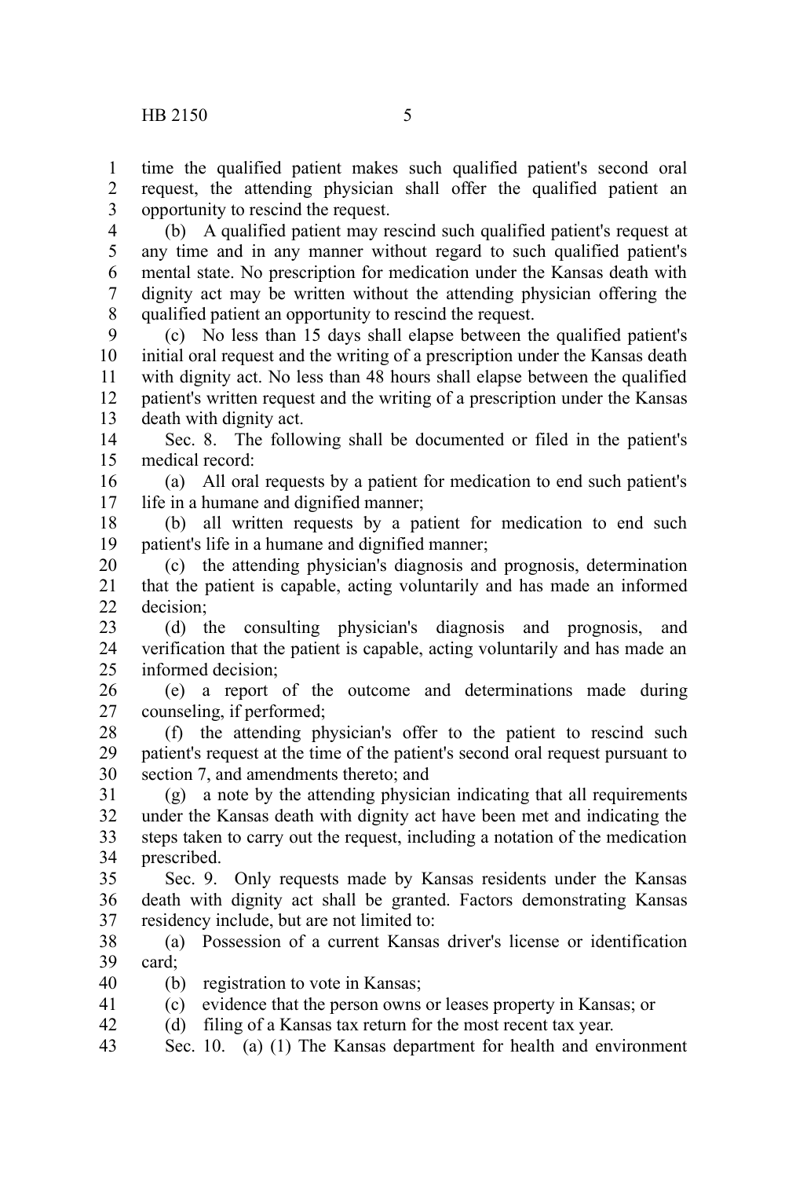time the qualified patient makes such qualified patient's second oral request, the attending physician shall offer the qualified patient an opportunity to rescind the request.

(b) A qualified patient may rescind such qualified patient's request at any time and in any manner without regard to such qualified patient's mental state. No prescription for medication under the Kansas death with dignity act may be written without the attending physician offering the qualified patient an opportunity to rescind the request.

(c) No less than 15 days shall elapse between the qualified patient's initial oral request and the writing of a prescription under the Kansas death with dignity act. No less than 48 hours shall elapse between the qualified patient's written request and the writing of a prescription under the Kansas death with dignity act.

Sec. 8. The following shall be documented or filed in the patient's medical record:

(a) All oral requests by a patient for medication to end such patient's life in a humane and dignified manner;

(b) all written requests by a patient for medication to end such patient's life in a humane and dignified manner;

(c) the attending physician's diagnosis and prognosis, determination that the patient is capable, acting voluntarily and has made an informed decision;

(d) the consulting physician's diagnosis and prognosis, and verification that the patient is capable, acting voluntarily and has made an informed decision;

(e) a report of the outcome and determinations made during counseling, if performed;

(f) the attending physician's offer to the patient to rescind such patient's request at the time of the patient's second oral request pursuant to section 7, and amendments thereto; and

(g) a note by the attending physician indicating that all requirements under the Kansas death with dignity act have been met and indicating the steps taken to carry out the request, including a notation of the medication prescribed.

Sec. 9. Only requests made by Kansas residents under the Kansas death with dignity act shall be granted. Factors demonstrating Kansas residency include, but are not limited to:

(a) Possession of a current Kansas driver's license or identification card;

(b) registration to vote in Kansas;

(c) evidence that the person owns or leases property in Kansas; or

(d) filing of a Kansas tax return for the most recent tax year.

Sec. 10. (a) (1) The Kansas department for health and environment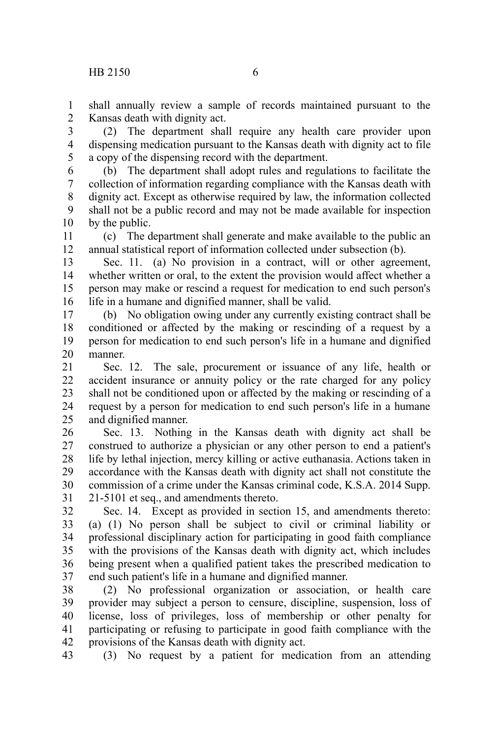shall annually review a sample of records maintained pursuant to the Kansas death with dignity act.

(2) The department shall require any health care provider upon dispensing medication pursuant to the Kansas death with dignity act to file a copy of the dispensing record with the department.

(b) The department shall adopt rules and regulations to facilitate the collection of information regarding compliance with the Kansas death with dignity act. Except as otherwise required by law, the information collected shall not be a public record and may not be made available for inspection by the public.

(c) The department shall generate and make available to the public an annual statistical report of information collected under subsection (b).

Sec. 11. (a) No provision in a contract, will or other agreement, whether written or oral, to the extent the provision would affect whether a person may make or rescind a request for medication to end such person's life in a humane and dignified manner, shall be valid.

(b) No obligation owing under any currently existing contract shall be conditioned or affected by the making or rescinding of a request by a person for medication to end such person's life in a humane and dignified manner.

Sec. 12. The sale, procurement or issuance of any life, health or accident insurance or annuity policy or the rate charged for any policy shall not be conditioned upon or affected by the making or rescinding of a request by a person for medication to end such person's life in a humane and dignified manner.

Sec. 13. Nothing in the Kansas death with dignity act shall be construed to authorize a physician or any other person to end a patient's life by lethal injection, mercy killing or active euthanasia. Actions taken in accordance with the Kansas death with dignity act shall not constitute the commission of a crime under the Kansas criminal code, K.S.A. 2014 Supp. 21-5101 et seq., and amendments thereto.

Sec. 14. Except as provided in section 15, and amendments thereto: (a) (1) No person shall be subject to civil or criminal liability or professional disciplinary action for participating in good faith compliance with the provisions of the Kansas death with dignity act, which includes being present when a qualified patient takes the prescribed medication to end such patient's life in a humane and dignified manner.

(2) No professional organization or association, or health care provider may subject a person to censure, discipline, suspension, loss of license, loss of privileges, loss of membership or other penalty for participating or refusing to participate in good faith compliance with the provisions of the Kansas death with dignity act.

(3) No request by a patient for medication from an attending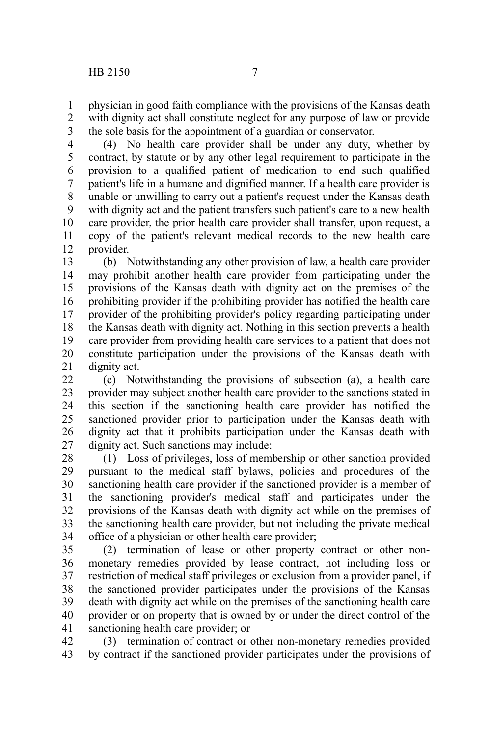physician in good faith compliance with the provisions of the Kansas death with dignity act shall constitute neglect for any purpose of law or provide the sole basis for the appointment of a guardian or conservator.

(4) No health care provider shall be under any duty, whether by contract, by statute or by any other legal requirement to participate in the provision to a qualified patient of medication to end such qualified patient's life in a humane and dignified manner. If a health care provider is unable or unwilling to carry out a patient's request under the Kansas death with dignity act and the patient transfers such patient's care to a new health care provider, the prior health care provider shall transfer, upon request, a copy of the patient's relevant medical records to the new health care provider.

(b) Notwithstanding any other provision of law, a health care provider may prohibit another health care provider from participating under the provisions of the Kansas death with dignity act on the premises of the prohibiting provider if the prohibiting provider has notified the health care provider of the prohibiting provider's policy regarding participating under the Kansas death with dignity act. Nothing in this section prevents a health care provider from providing health care services to a patient that does not constitute participation under the provisions of the Kansas death with dignity act.

(c) Notwithstanding the provisions of subsection (a), a health care provider may subject another health care provider to the sanctions stated in this section if the sanctioning health care provider has notified the sanctioned provider prior to participation under the Kansas death with dignity act that it prohibits participation under the Kansas death with dignity act. Such sanctions may include:

(1) Loss of privileges, loss of membership or other sanction provided pursuant to the medical staff bylaws, policies and procedures of the sanctioning health care provider if the sanctioned provider is a member of the sanctioning provider's medical staff and participates under the provisions of the Kansas death with dignity act while on the premises of the sanctioning health care provider, but not including the private medical office of a physician or other health care provider;

(2) termination of lease or other property contract or other non-monetary remedies provided by lease contract, not including loss or restriction of medical staff privileges or exclusion from a provider panel, if the sanctioned provider participates under the provisions of the Kansas death with dignity act while on the premises of the sanctioning health care provider or on property that is owned by or under the direct control of the sanctioning health care provider; or

(3) termination of contract or other non-monetary remedies provided by contract if the sanctioned provider participates under the provisions of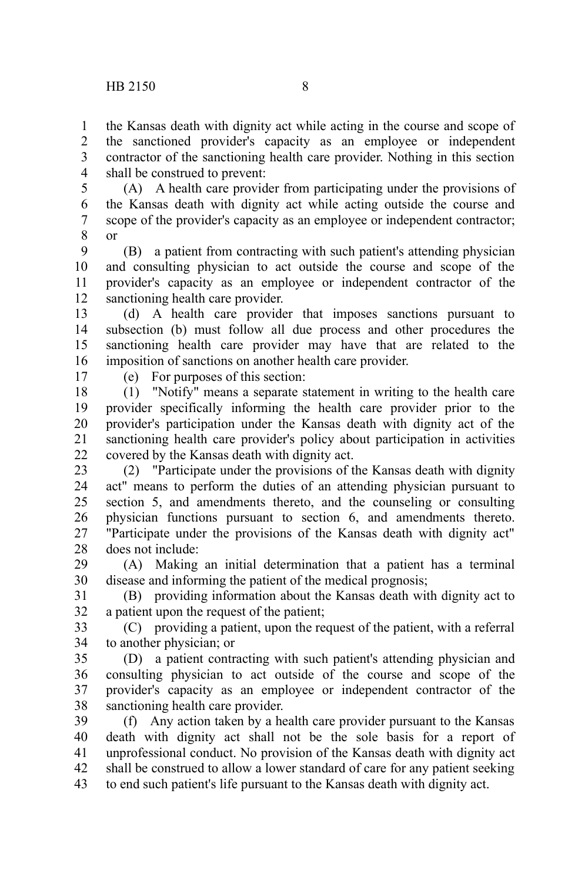the Kansas death with dignity act while acting in the course and scope of the sanctioned provider's capacity as an employee or independent contractor of the sanctioning health care provider. Nothing in this section shall be construed to prevent:

(A) A health care provider from participating under the provisions of the Kansas death with dignity act while acting outside the course and scope of the provider's capacity as an employee or independent contractor; or

(B) a patient from contracting with such patient's attending physician and consulting physician to act outside the course and scope of the provider's capacity as an employee or independent contractor of the sanctioning health care provider.

(d) A health care provider that imposes sanctions pursuant to subsection (b) must follow all due process and other procedures the sanctioning health care provider may have that are related to the imposition of sanctions on another health care provider.

(e) For purposes of this section:

(1) "Notify" means a separate statement in writing to the health care provider specifically informing the health care provider prior to the provider's participation under the Kansas death with dignity act of the sanctioning health care provider's policy about participation in activities covered by the Kansas death with dignity act.

(2) "Participate under the provisions of the Kansas death with dignity act" means to perform the duties of an attending physician pursuant to section 5, and amendments thereto, and the counseling or consulting physician functions pursuant to section 6, and amendments thereto. "Participate under the provisions of the Kansas death with dignity act" does not include:

(A) Making an initial determination that a patient has a terminal disease and informing the patient of the medical prognosis;

(B) providing information about the Kansas death with dignity act to a patient upon the request of the patient;

(C) providing a patient, upon the request of the patient, with a referral to another physician; or

(D) a patient contracting with such patient's attending physician and consulting physician to act outside of the course and scope of the provider's capacity as an employee or independent contractor of the sanctioning health care provider.

(f) Any action taken by a health care provider pursuant to the Kansas death with dignity act shall not be the sole basis for a report of unprofessional conduct. No provision of the Kansas death with dignity act shall be construed to allow a lower standard of care for any patient seeking to end such patient's life pursuant to the Kansas death with dignity act.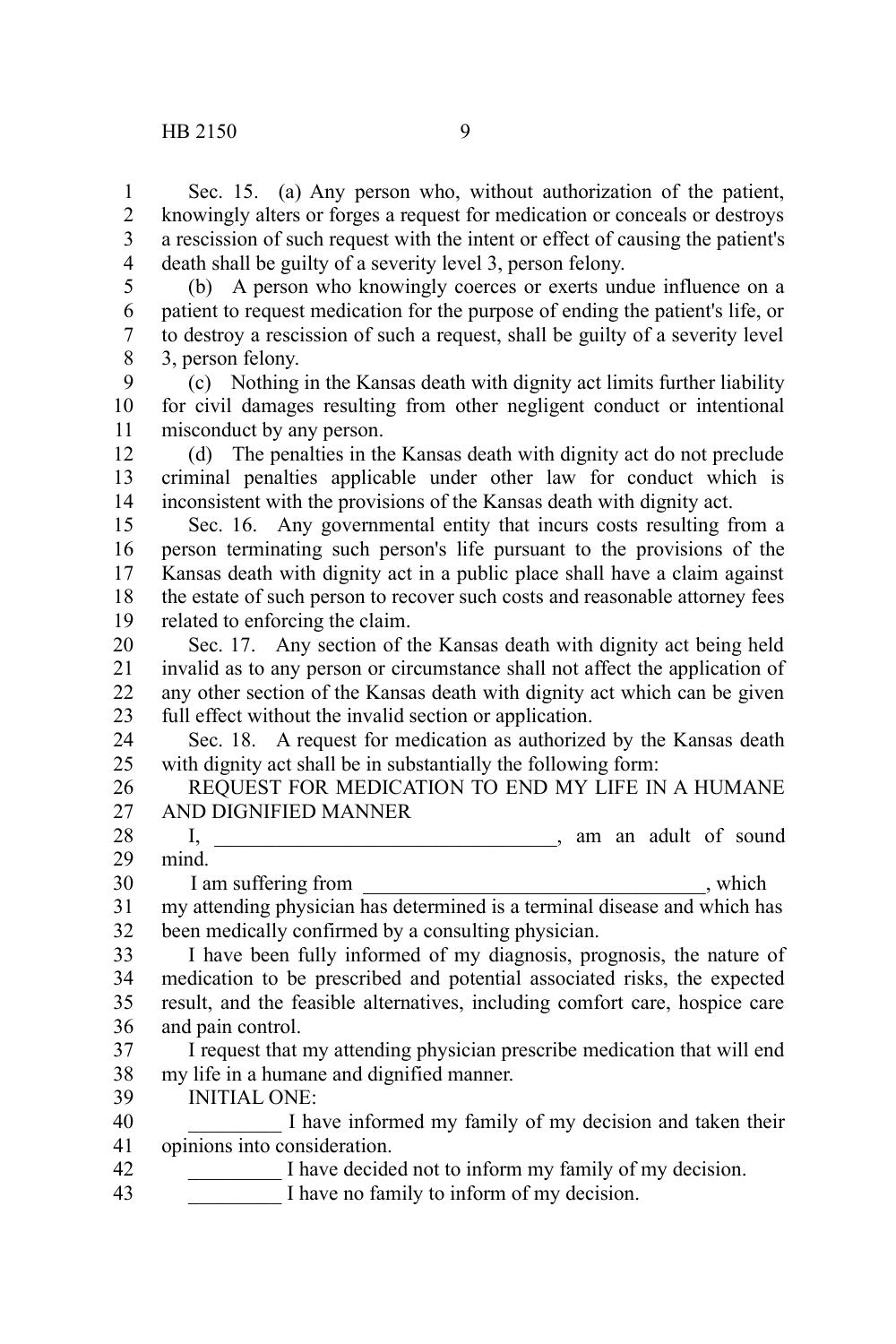Sec. 15. (a) Any person who, without authorization of the patient, knowingly alters or forges a request for medication or conceals or destroys a rescission of such request with the intent or effect of causing the patient's death shall be guilty of a severity level 3, person felony.

(b) A person who knowingly coerces or exerts undue influence on a patient to request medication for the purpose of ending the patient's life, or to destroy a rescission of such a request, shall be guilty of a severity level 3, person felony.

(c) Nothing in the Kansas death with dignity act limits further liability for civil damages resulting from other negligent conduct or intentional misconduct by any person.

(d) The penalties in the Kansas death with dignity act do not preclude criminal penalties applicable under other law for conduct which is inconsistent with the provisions of the Kansas death with dignity act.

Sec. 16. Any governmental entity that incurs costs resulting from a person terminating such person's life pursuant to the provisions of the Kansas death with dignity act in a public place shall have a claim against the estate of such person to recover such costs and reasonable attorney fees related to enforcing the claim.

Sec. 17. Any section of the Kansas death with dignity act being held invalid as to any person or circumstance shall not affect the application of any other section of the Kansas death with dignity act which can be given full effect without the invalid section or application.

Sec. 18. A request for medication as authorized by the Kansas death with dignity act shall be in substantially the following form:

REQUEST FOR MEDICATION TO END MY LIFE IN A HUMANE AND DIGNIFIED MANNER

I, ________________________________, am an adult of sound mind.

I am suffering from ________________________________, which my attending physician has determined is a terminal disease and which has been medically confirmed by a consulting physician.

I have been fully informed of my diagnosis, prognosis, the nature of medication to be prescribed and potential associated risks, the expected result, and the feasible alternatives, including comfort care, hospice care and pain control.

I request that my attending physician prescribe medication that will end my life in a humane and dignified manner.

INITIAL ONE:

_________ I have informed my family of my decision and taken their opinions into consideration.

_________ I have decided not to inform my family of my decision.

_________ I have no family to inform of my decision.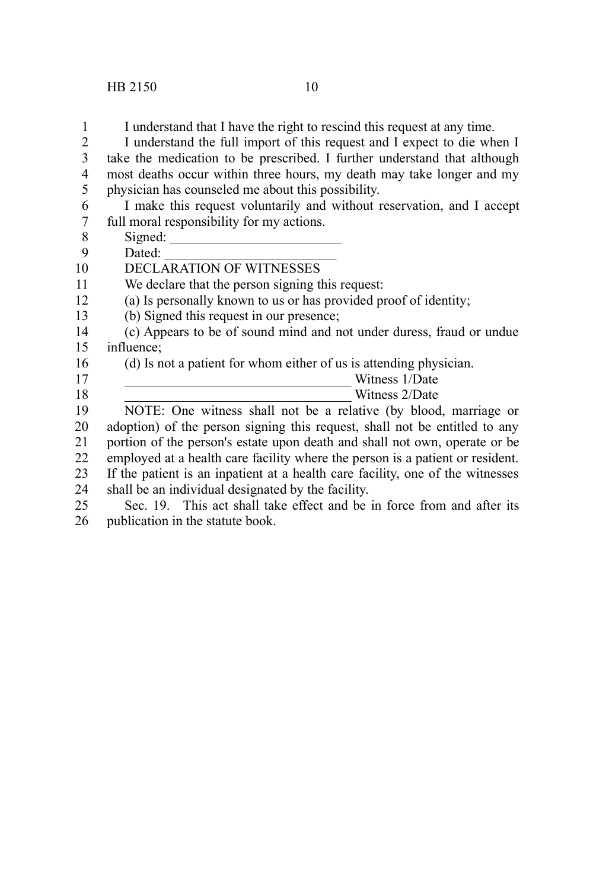I understand that I have the right to rescind this request at any time.

I understand the full import of this request and I expect to die when I take the medication to be prescribed. I further understand that although most deaths occur within three hours, my death may take longer and my physician has counseled me about this possibility.

I make this request voluntarily and without reservation, and I accept full moral responsibility for my actions.

Signed: _________________________

Dated: _________________________

DECLARATION OF WITNESSES

We declare that the person signing this request:

(a) Is personally known to us or has provided proof of identity;

(b) Signed this request in our presence;

(c) Appears to be of sound mind and not under duress, fraud or undue influence;

(d) Is not a patient for whom either of us is attending physician.

__________________________________ Witness 1/Date

__________________________________ Witness 2/Date

NOTE: One witness shall not be a relative (by blood, marriage or adoption) of the person signing this request, shall not be entitled to any portion of the person's estate upon death and shall not own, operate or be employed at a health care facility where the person is a patient or resident. If the patient is an inpatient at a health care facility, one of the witnesses shall be an individual designated by the facility.

Sec. 19. This act shall take effect and be in force from and after its publication in the statute book.